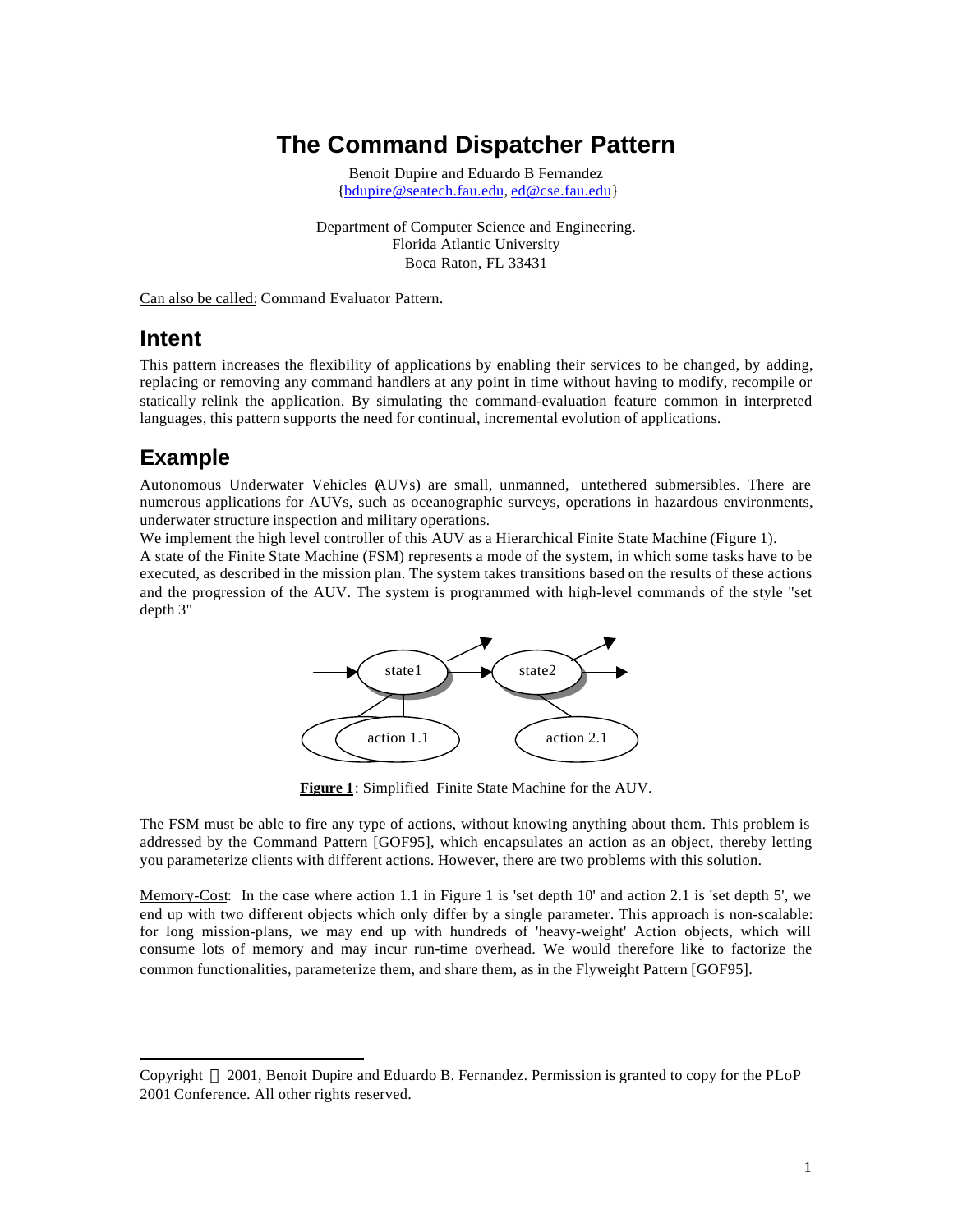# The Command Dispatcher Pattern

Benoit Dupire and Eduardo B Fernandez
{bdupire@seatech.fau.edu, ed@cse.fau.edu}

Department of Computer Science and Engineering.
Florida Atlantic University
Boca Raton, FL 33431

Can also be called: Command Evaluator Pattern.

## Intent

This pattern increases the flexibility of applications by enabling their services to be changed, by adding, replacing or removing any command handlers at any point in time without having to modify, recompile or statically relink the application. By simulating the command-evaluation feature common in interpreted languages, this pattern supports the need for continual, incremental evolution of applications.

## Example

Autonomous Underwater Vehicles (AUVs) are small, unmanned, untethered submersibles. There are numerous applications for AUVs, such as oceanographic surveys, operations in hazardous environments, underwater structure inspection and military operations.
We implement the high level controller of this AUV as a Hierarchical Finite State Machine (Figure 1).
A state of the Finite State Machine (FSM) represents a mode of the system, in which some tasks have to be executed, as described in the mission plan. The system takes transitions based on the results of these actions and the progression of the AUV. The system is programmed with high-level commands of the style "set depth 3"

**Figure 1**: Simplified Finite State Machine for the AUV.

The FSM must be able to fire any type of actions, without knowing anything about them. This problem is addressed by the Command Pattern [GOF95], which encapsulates an action as an object, thereby letting you parameterize clients with different actions. However, there are two problems with this solution.

Memory-Cost: In the case where action 1.1 in Figure 1 is 'set depth 10' and action 2.1 is 'set depth 5', we end up with two different objects which only differ by a single parameter. This approach is non-scalable: for long mission-plans, we may end up with hundreds of 'heavy-weight' Action objects, which will consume lots of memory and may incur run-time overhead. We would therefore like to factorize the common functionalities, parameterize them, and share them, as in the Flyweight Pattern [GOF95].

Copyright © 2001, Benoit Dupire and Eduardo B. Fernandez. Permission is granted to copy for the PLoP 2001 Conference. All other rights reserved.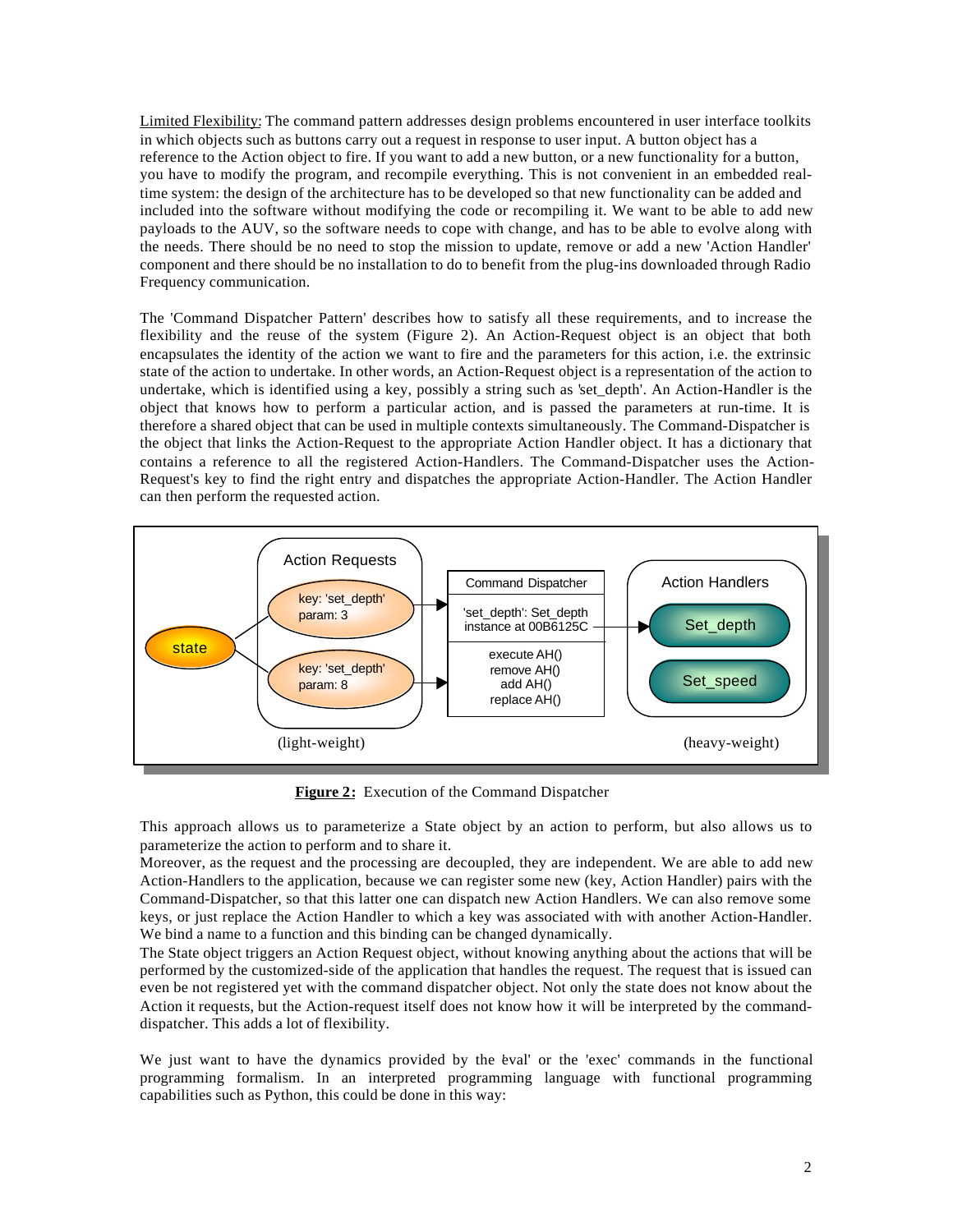Limited Flexibility: The command pattern addresses design problems encountered in user interface toolkits in which objects such as buttons carry out a request in response to user input. A button object has a reference to the Action object to fire. If you want to add a new button, or a new functionality for a button, you have to modify the program, and recompile everything. This is not convenient in an embedded real-time system: the design of the architecture has to be developed so that new functionality can be added and included into the software without modifying the code or recompiling it. We want to be able to add new payloads to the AUV, so the software needs to cope with change, and has to be able to evolve along with the needs. There should be no need to stop the mission to update, remove or add a new 'Action Handler' component and there should be no installation to do to benefit from the plug-ins downloaded through Radio Frequency communication.

The 'Command Dispatcher Pattern' describes how to satisfy all these requirements, and to increase the flexibility and the reuse of the system (Figure 2). An Action-Request object is an object that both encapsulates the identity of the action we want to fire and the parameters for this action, i.e. the extrinsic state of the action to undertake. In other words, an Action-Request object is a representation of the action to undertake, which is identified using a key, possibly a string such as 'set_depth'. An Action-Handler is the object that knows how to perform a particular action, and is passed the parameters at run-time. It is therefore a shared object that can be used in multiple contexts simultaneously. The Command-Dispatcher is the object that links the Action-Request to the appropriate Action Handler object. It has a dictionary that contains a reference to all the registered Action-Handlers. The Command-Dispatcher uses the Action-Request's key to find the right entry and dispatches the appropriate Action-Handler. The Action Handler can then perform the requested action.

**Figure 2:** Execution of the Command Dispatcher

This approach allows us to parameterize a State object by an action to perform, but also allows us to parameterize the action to perform and to share it.
Moreover, as the request and the processing are decoupled, they are independent. We are able to add new Action-Handlers to the application, because we can register some new (key, Action Handler) pairs with the Command-Dispatcher, so that this latter one can dispatch new Action Handlers. We can also remove some keys, or just replace the Action Handler to which a key was associated with with another Action-Handler. We bind a name to a function and this binding can be changed dynamically.
The State object triggers an Action Request object, without knowing anything about the actions that will be performed by the customized-side of the application that handles the request. The request that is issued can even be not registered yet with the command dispatcher object. Not only the state does not know about the Action it requests, but the Action-request itself does not know how it will be interpreted by the command-dispatcher. This adds a lot of flexibility.

We just want to have the dynamics provided by the 'eval' or the 'exec' commands in the functional programming formalism. In an interpreted programming language with functional programming capabilities such as Python, this could be done in this way: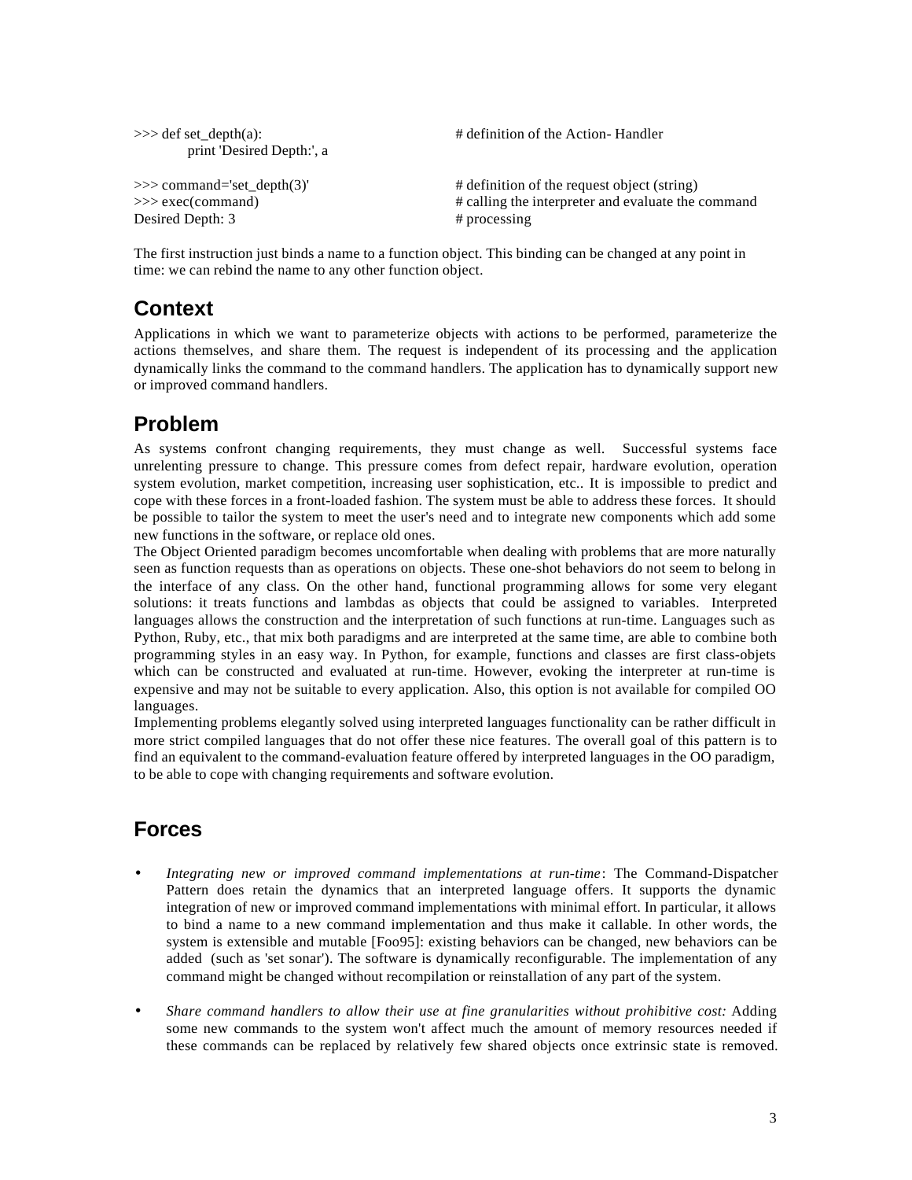```
>>> def set_depth(a):                       # definition of the Action- Handler
        print 'Desired Depth:', a

>>> command='set_depth(3)'                  # definition of the request object (string)
>>> exec(command)                           # calling the interpreter and evaluate the command
Desired Depth: 3                            # processing
```

The first instruction just binds a name to a function object. This binding can be changed at any point in time: we can rebind the name to any other function object.

## Context

Applications in which we want to parameterize objects with actions to be performed, parameterize the actions themselves, and share them. The request is independent of its processing and the application dynamically links the command to the command handlers. The application has to dynamically support new or improved command handlers.

## Problem

As systems confront changing requirements, they must change as well. Successful systems face unrelenting pressure to change. This pressure comes from defect repair, hardware evolution, operation system evolution, market competition, increasing user sophistication, etc.. It is impossible to predict and cope with these forces in a front-loaded fashion. The system must be able to address these forces. It should be possible to tailor the system to meet the user's need and to integrate new components which add some new functions in the software, or replace old ones.

The Object Oriented paradigm becomes uncomfortable when dealing with problems that are more naturally seen as function requests than as operations on objects. These one-shot behaviors do not seem to belong in the interface of any class. On the other hand, functional programming allows for some very elegant solutions: it treats functions and lambdas as objects that could be assigned to variables. Interpreted languages allows the construction and the interpretation of such functions at run-time. Languages such as Python, Ruby, etc., that mix both paradigms and are interpreted at the same time, are able to combine both programming styles in an easy way. In Python, for example, functions and classes are first class-objets which can be constructed and evaluated at run-time. However, evoking the interpreter at run-time is expensive and may not be suitable to every application. Also, this option is not available for compiled OO languages.

Implementing problems elegantly solved using interpreted languages functionality can be rather difficult in more strict compiled languages that do not offer these nice features. The overall goal of this pattern is to find an equivalent to the command-evaluation feature offered by interpreted languages in the OO paradigm, to be able to cope with changing requirements and software evolution.

## Forces

- *Integrating new or improved command implementations at run-time*: The Command-Dispatcher Pattern does retain the dynamics that an interpreted language offers. It supports the dynamic integration of new or improved command implementations with minimal effort. In particular, it allows to bind a name to a new command implementation and thus make it callable. In other words, the system is extensible and mutable [Foo95]: existing behaviors can be changed, new behaviors can be added (such as 'set sonar'). The software is dynamically reconfigurable. The implementation of any command might be changed without recompilation or reinstallation of any part of the system.

- *Share command handlers to allow their use at fine granularities without prohibitive cost:* Adding some new commands to the system won't affect much the amount of memory resources needed if these commands can be replaced by relatively few shared objects once extrinsic state is removed.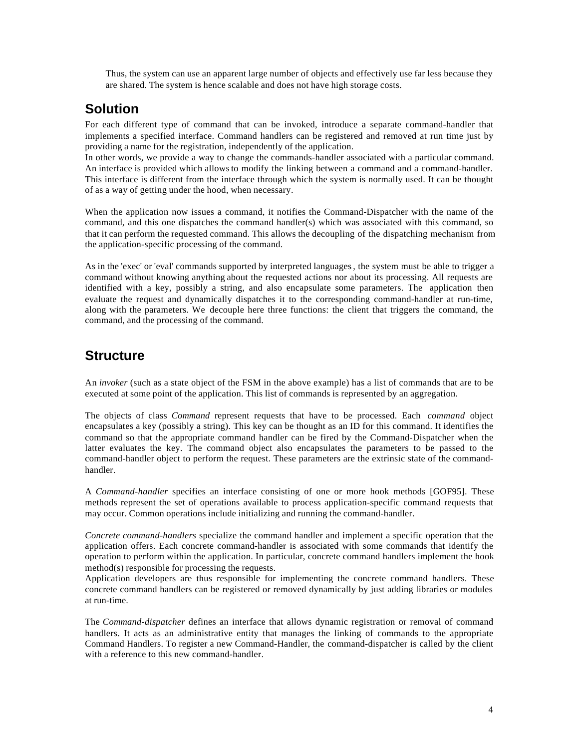Thus, the system can use an apparent large number of objects and effectively use far less because they are shared. The system is hence scalable and does not have high storage costs.

## Solution

For each different type of command that can be invoked, introduce a separate command-handler that implements a specified interface. Command handlers can be registered and removed at run time just by providing a name for the registration, independently of the application.
In other words, we provide a way to change the commands-handler associated with a particular command. An interface is provided which allows to modify the linking between a command and a command-handler. This interface is different from the interface through which the system is normally used. It can be thought of as a way of getting under the hood, when necessary.

When the application now issues a command, it notifies the Command-Dispatcher with the name of the command, and this one dispatches the command handler(s) which was associated with this command, so that it can perform the requested command. This allows the decoupling of the dispatching mechanism from the application-specific processing of the command.

As in the 'exec' or 'eval' commands supported by interpreted languages, the system must be able to trigger a command without knowing anything about the requested actions nor about its processing. All requests are identified with a key, possibly a string, and also encapsulate some parameters. The application then evaluate the request and dynamically dispatches it to the corresponding command-handler at run-time, along with the parameters. We decouple here three functions: the client that triggers the command, the command, and the processing of the command.

## Structure

An *invoker* (such as a state object of the FSM in the above example) has a list of commands that are to be executed at some point of the application. This list of commands is represented by an aggregation.

The objects of class *Command* represent requests that have to be processed. Each *command* object encapsulates a key (possibly a string). This key can be thought as an ID for this command. It identifies the command so that the appropriate command handler can be fired by the Command-Dispatcher when the latter evaluates the key. The command object also encapsulates the parameters to be passed to the command-handler object to perform the request. These parameters are the extrinsic state of the command-handler.

A *Command-handler* specifies an interface consisting of one or more hook methods [GOF95]. These methods represent the set of operations available to process application-specific command requests that may occur. Common operations include initializing and running the command-handler.

*Concrete command-handlers* specialize the command handler and implement a specific operation that the application offers. Each concrete command-handler is associated with some commands that identify the operation to perform within the application. In particular, concrete command handlers implement the hook method(s) responsible for processing the requests.
Application developers are thus responsible for implementing the concrete command handlers. These concrete command handlers can be registered or removed dynamically by just adding libraries or modules at run-time.

The *Command-dispatcher* defines an interface that allows dynamic registration or removal of command handlers. It acts as an administrative entity that manages the linking of commands to the appropriate Command Handlers. To register a new Command-Handler, the command-dispatcher is called by the client with a reference to this new command-handler.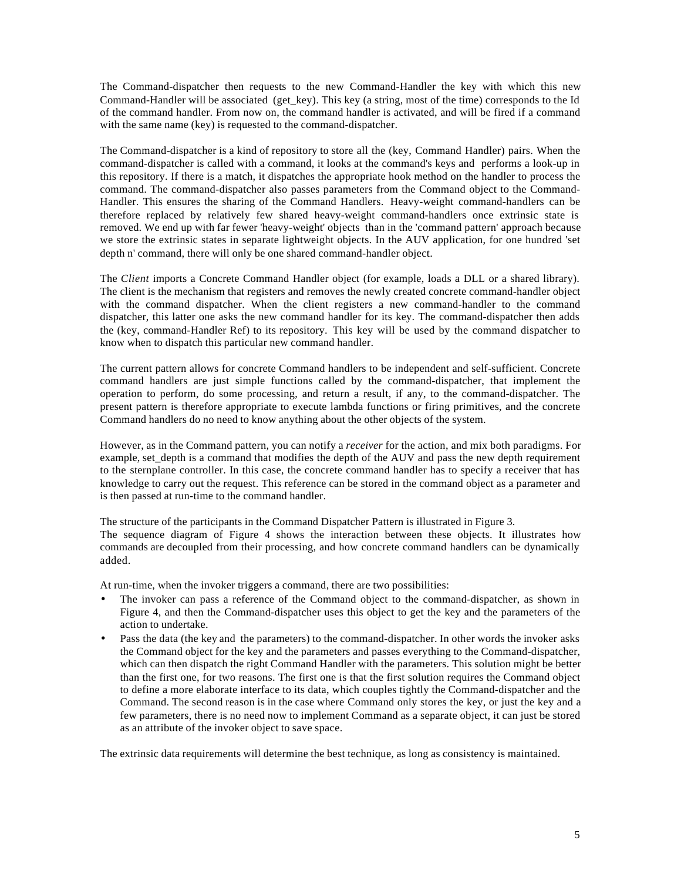The Command-dispatcher then requests to the new Command-Handler the key with which this new Command-Handler will be associated (get_key). This key (a string, most of the time) corresponds to the Id of the command handler. From now on, the command handler is activated, and will be fired if a command with the same name (key) is requested to the command-dispatcher.

The Command-dispatcher is a kind of repository to store all the (key, Command Handler) pairs. When the command-dispatcher is called with a command, it looks at the command's keys and performs a look-up in this repository. If there is a match, it dispatches the appropriate hook method on the handler to process the command. The command-dispatcher also passes parameters from the Command object to the Command-Handler. This ensures the sharing of the Command Handlers. Heavy-weight command-handlers can be therefore replaced by relatively few shared heavy-weight command-handlers once extrinsic state is removed. We end up with far fewer 'heavy-weight' objects than in the 'command pattern' approach because we store the extrinsic states in separate lightweight objects. In the AUV application, for one hundred 'set depth n' command, there will only be one shared command-handler object.

The *Client* imports a Concrete Command Handler object (for example, loads a DLL or a shared library). The client is the mechanism that registers and removes the newly created concrete command-handler object with the command dispatcher. When the client registers a new command-handler to the command dispatcher, this latter one asks the new command handler for its key. The command-dispatcher then adds the (key, command-Handler Ref) to its repository. This key will be used by the command dispatcher to know when to dispatch this particular new command handler.

The current pattern allows for concrete Command handlers to be independent and self-sufficient. Concrete command handlers are just simple functions called by the command-dispatcher, that implement the operation to perform, do some processing, and return a result, if any, to the command-dispatcher. The present pattern is therefore appropriate to execute lambda functions or firing primitives, and the concrete Command handlers do no need to know anything about the other objects of the system.

However, as in the Command pattern, you can notify a *receiver* for the action, and mix both paradigms. For example, set_depth is a command that modifies the depth of the AUV and pass the new depth requirement to the sternplane controller. In this case, the concrete command handler has to specify a receiver that has knowledge to carry out the request. This reference can be stored in the command object as a parameter and is then passed at run-time to the command handler.

The structure of the participants in the Command Dispatcher Pattern is illustrated in Figure 3.
The sequence diagram of Figure 4 shows the interaction between these objects. It illustrates how commands are decoupled from their processing, and how concrete command handlers can be dynamically added.

At run-time, when the invoker triggers a command, there are two possibilities:

- The invoker can pass a reference of the Command object to the command-dispatcher, as shown in Figure 4, and then the Command-dispatcher uses this object to get the key and the parameters of the action to undertake.
- Pass the data (the key and the parameters) to the command-dispatcher. In other words the invoker asks the Command object for the key and the parameters and passes everything to the Command-dispatcher, which can then dispatch the right Command Handler with the parameters. This solution might be better than the first one, for two reasons. The first one is that the first solution requires the Command object to define a more elaborate interface to its data, which couples tightly the Command-dispatcher and the Command. The second reason is in the case where Command only stores the key, or just the key and a few parameters, there is no need now to implement Command as a separate object, it can just be stored as an attribute of the invoker object to save space.

The extrinsic data requirements will determine the best technique, as long as consistency is maintained.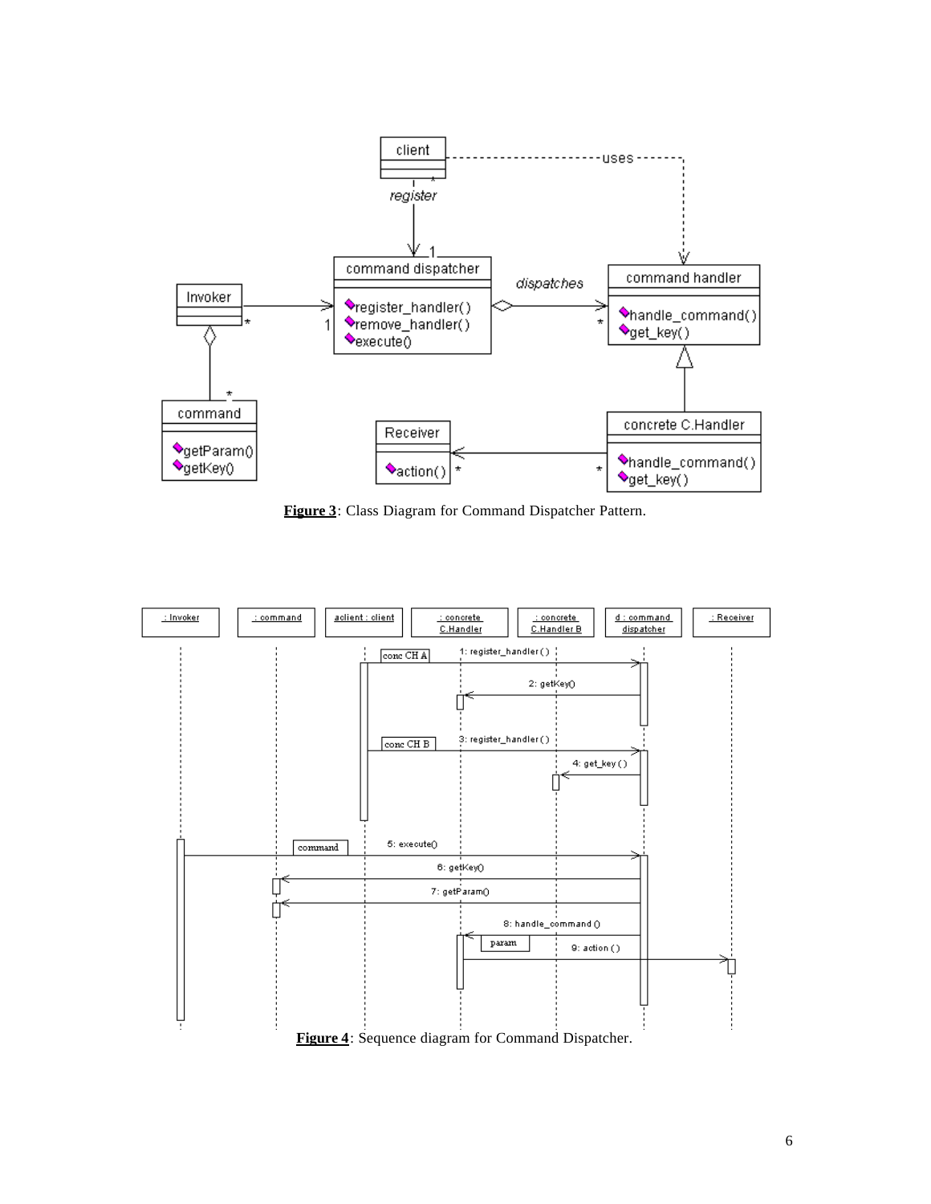**Figure 3**: Class Diagram for Command Dispatcher Pattern.

**Figure 4**: Sequence diagram for Command Dispatcher.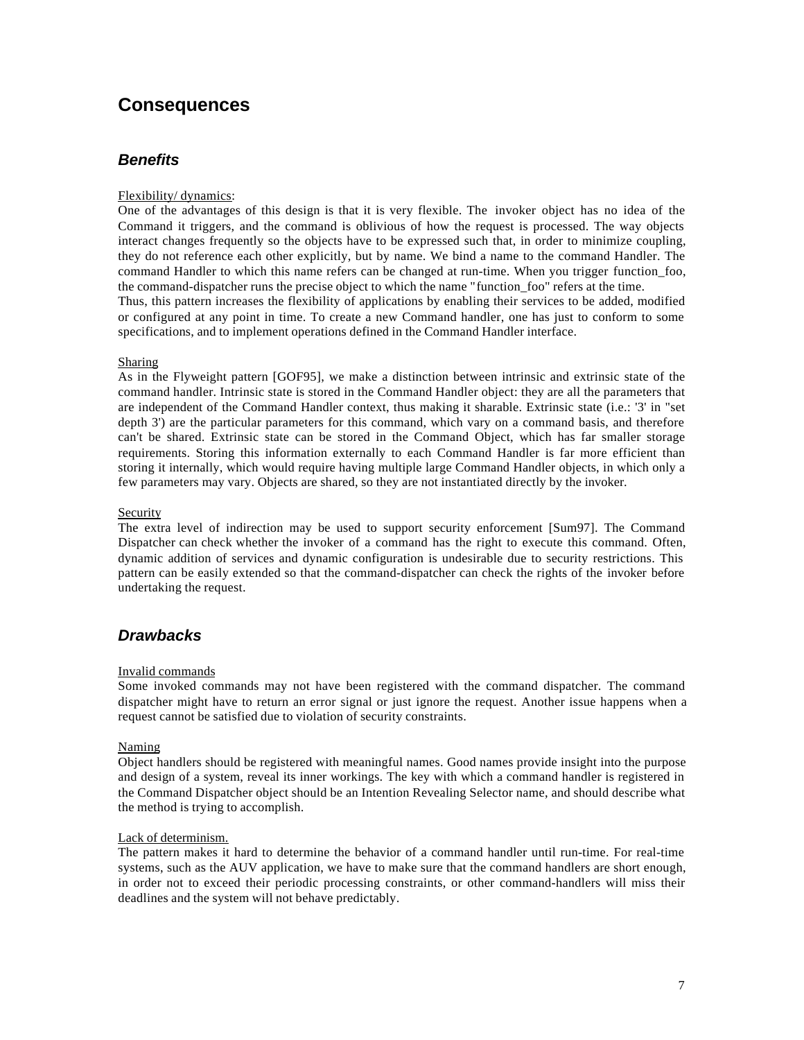## Consequences

### *Benefits*

Flexibility/ dynamics:
One of the advantages of this design is that it is very flexible. The invoker object has no idea of the Command it triggers, and the command is oblivious of how the request is processed. The way objects interact changes frequently so the objects have to be expressed such that, in order to minimize coupling, they do not reference each other explicitly, but by name. We bind a name to the command Handler. The command Handler to which this name refers can be changed at run-time. When you trigger function_foo, the command-dispatcher runs the precise object to which the name "function_foo" refers at the time.
Thus, this pattern increases the flexibility of applications by enabling their services to be added, modified or configured at any point in time. To create a new Command handler, one has just to conform to some specifications, and to implement operations defined in the Command Handler interface.

Sharing
As in the Flyweight pattern [GOF95], we make a distinction between intrinsic and extrinsic state of the command handler. Intrinsic state is stored in the Command Handler object: they are all the parameters that are independent of the Command Handler context, thus making it sharable. Extrinsic state (i.e.: '3' in "set depth 3') are the particular parameters for this command, which vary on a command basis, and therefore can't be shared. Extrinsic state can be stored in the Command Object, which has far smaller storage requirements. Storing this information externally to each Command Handler is far more efficient than storing it internally, which would require having multiple large Command Handler objects, in which only a few parameters may vary. Objects are shared, so they are not instantiated directly by the invoker.

Security
The extra level of indirection may be used to support security enforcement [Sum97]. The Command Dispatcher can check whether the invoker of a command has the right to execute this command. Often, dynamic addition of services and dynamic configuration is undesirable due to security restrictions. This pattern can be easily extended so that the command-dispatcher can check the rights of the invoker before undertaking the request.

### *Drawbacks*

Invalid commands
Some invoked commands may not have been registered with the command dispatcher. The command dispatcher might have to return an error signal or just ignore the request. Another issue happens when a request cannot be satisfied due to violation of security constraints.

Naming
Object handlers should be registered with meaningful names. Good names provide insight into the purpose and design of a system, reveal its inner workings. The key with which a command handler is registered in the Command Dispatcher object should be an Intention Revealing Selector name, and should describe what the method is trying to accomplish.

Lack of determinism.
The pattern makes it hard to determine the behavior of a command handler until run-time. For real-time systems, such as the AUV application, we have to make sure that the command handlers are short enough, in order not to exceed their periodic processing constraints, or other command-handlers will miss their deadlines and the system will not behave predictably.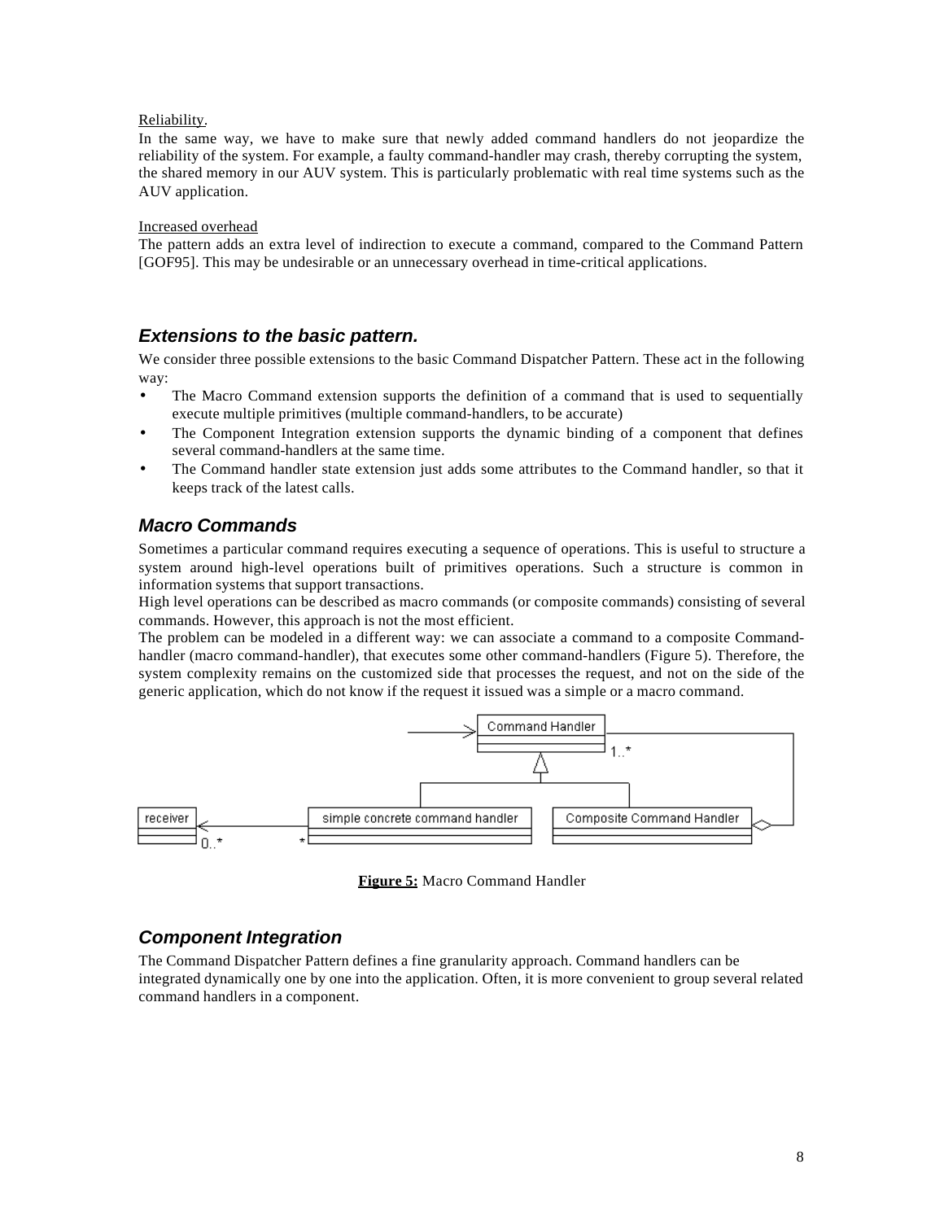Reliability.

In the same way, we have to make sure that newly added command handlers do not jeopardize the reliability of the system. For example, a faulty command-handler may crash, thereby corrupting the system, the shared memory in our AUV system. This is particularly problematic with real time systems such as the AUV application.

Increased overhead

The pattern adds an extra level of indirection to execute a command, compared to the Command Pattern [GOF95]. This may be undesirable or an unnecessary overhead in time-critical applications.

## *Extensions to the basic pattern.*

We consider three possible extensions to the basic Command Dispatcher Pattern. These act in the following way:

- The Macro Command extension supports the definition of a command that is used to sequentially execute multiple primitives (multiple command-handlers, to be accurate)
- The Component Integration extension supports the dynamic binding of a component that defines several command-handlers at the same time.
- The Command handler state extension just adds some attributes to the Command handler, so that it keeps track of the latest calls.

## *Macro Commands*

Sometimes a particular command requires executing a sequence of operations. This is useful to structure a system around high-level operations built of primitives operations. Such a structure is common in information systems that support transactions.

High level operations can be described as macro commands (or composite commands) consisting of several commands. However, this approach is not the most efficient.

The problem can be modeled in a different way: we can associate a command to a composite Command-handler (macro command-handler), that executes some other command-handlers (Figure 5). Therefore, the system complexity remains on the customized side that processes the request, and not on the side of the generic application, which do not know if the request it issued was a simple or a macro command.

**Figure 5:** Macro Command Handler

## *Component Integration*

The Command Dispatcher Pattern defines a fine granularity approach. Command handlers can be integrated dynamically one by one into the application. Often, it is more convenient to group several related command handlers in a component.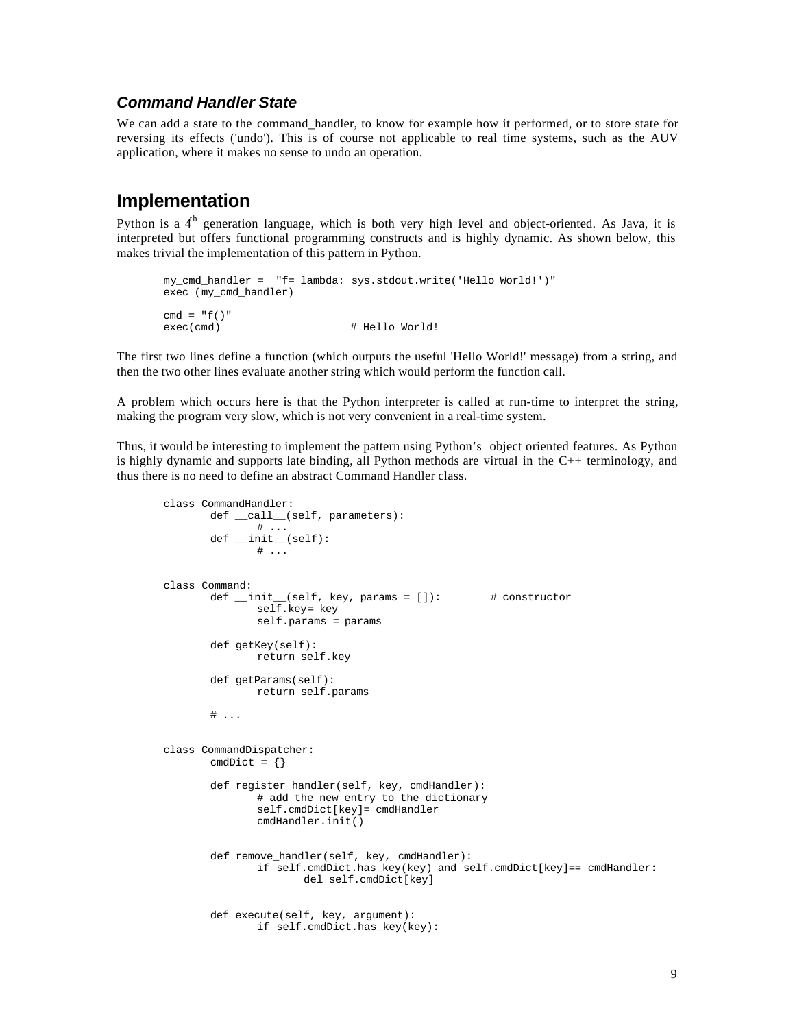### *Command Handler State*

We can add a state to the command_handler, to know for example how it performed, or to store state for reversing its effects ('undo'). This is of course not applicable to real time systems, such as the AUV application, where it makes no sense to undo an operation.

## Implementation

Python is a 4th generation language, which is both very high level and object-oriented. As Java, it is interpreted but offers functional programming constructs and is highly dynamic. As shown below, this makes trivial the implementation of this pattern in Python.

```
my_cmd_handler =  "f= lambda: sys.stdout.write('Hello World!')"
exec (my_cmd_handler)

cmd = "f()"
exec(cmd)                    # Hello World!
```

The first two lines define a function (which outputs the useful 'Hello World!' message) from a string, and then the two other lines evaluate another string which would perform the function call.

A problem which occurs here is that the Python interpreter is called at run-time to interpret the string, making the program very slow, which is not very convenient in a real-time system.

Thus, it would be interesting to implement the pattern using Python's object oriented features. As Python is highly dynamic and supports late binding, all Python methods are virtual in the C++ terminology, and thus there is no need to define an abstract Command Handler class.

```
class CommandHandler:
        def __call__(self, parameters):
                # ...
        def __init__(self):
                # ...


class Command:
        def __init__(self, key, params = []):        # constructor
                self.key= key
                self.params = params

        def getKey(self):
                return self.key

        def getParams(self):
                return self.params

        # ...


class CommandDispatcher:
        cmdDict = {}

        def register_handler(self, key, cmdHandler):
                # add the new entry to the dictionary
                self.cmdDict[key]= cmdHandler
                cmdHandler.init()


        def remove_handler(self, key, cmdHandler):
                if self.cmdDict.has_key(key) and self.cmdDict[key]== cmdHandler:
                        del self.cmdDict[key]


        def execute(self, key, argument):
                if self.cmdDict.has_key(key):
```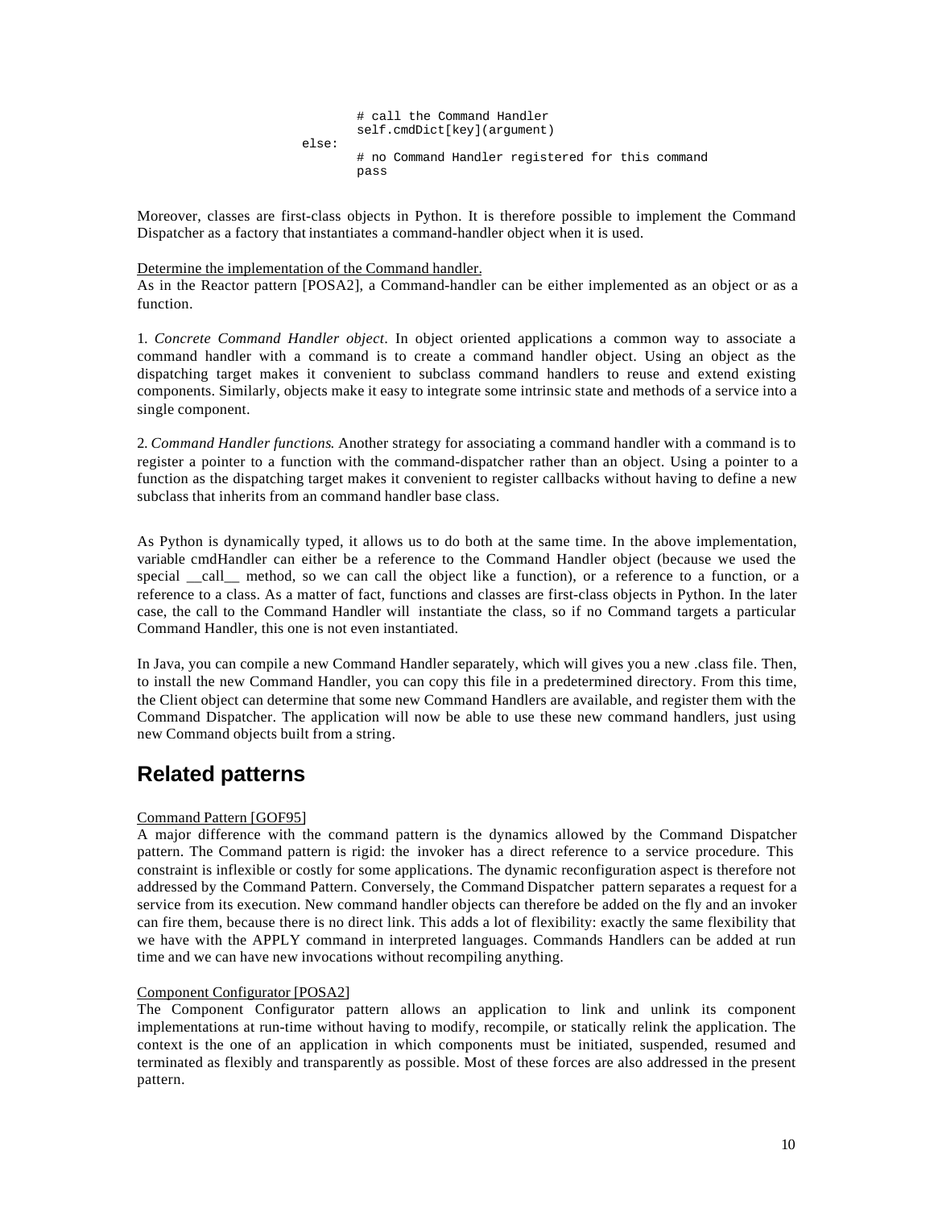```
            # call the Command Handler
            self.cmdDict[key](argument)
    else:
            # no Command Handler registered for this command
            pass
```

Moreover, classes are first-class objects in Python. It is therefore possible to implement the Command Dispatcher as a factory that instantiates a command-handler object when it is used.

Determine the implementation of the Command handler.
As in the Reactor pattern [POSA2], a Command-handler can be either implemented as an object or as a function.

1. *Concrete Command Handler object*. In object oriented applications a common way to associate a command handler with a command is to create a command handler object. Using an object as the dispatching target makes it convenient to subclass command handlers to reuse and extend existing components. Similarly, objects make it easy to integrate some intrinsic state and methods of a service into a single component.

2. *Command Handler functions*. Another strategy for associating a command handler with a command is to register a pointer to a function with the command-dispatcher rather than an object. Using a pointer to a function as the dispatching target makes it convenient to register callbacks without having to define a new subclass that inherits from an command handler base class.

As Python is dynamically typed, it allows us to do both at the same time. In the above implementation, variable cmdHandler can either be a reference to the Command Handler object (because we used the special __call__ method, so we can call the object like a function), or a reference to a function, or a reference to a class. As a matter of fact, functions and classes are first-class objects in Python. In the later case, the call to the Command Handler will instantiate the class, so if no Command targets a particular Command Handler, this one is not even instantiated.

In Java, you can compile a new Command Handler separately, which will gives you a new .class file. Then, to install the new Command Handler, you can copy this file in a predetermined directory. From this time, the Client object can determine that some new Command Handlers are available, and register them with the Command Dispatcher. The application will now be able to use these new command handlers, just using new Command objects built from a string.

## Related patterns

Command Pattern [GOF95]
A major difference with the command pattern is the dynamics allowed by the Command Dispatcher pattern. The Command pattern is rigid: the invoker has a direct reference to a service procedure. This constraint is inflexible or costly for some applications. The dynamic reconfiguration aspect is therefore not addressed by the Command Pattern. Conversely, the Command Dispatcher pattern separates a request for a service from its execution. New command handler objects can therefore be added on the fly and an invoker can fire them, because there is no direct link. This adds a lot of flexibility: exactly the same flexibility that we have with the APPLY command in interpreted languages. Commands Handlers can be added at run time and we can have new invocations without recompiling anything.

Component Configurator [POSA2]
The Component Configurator pattern allows an application to link and unlink its component implementations at run-time without having to modify, recompile, or statically relink the application. The context is the one of an application in which components must be initiated, suspended, resumed and terminated as flexibly and transparently as possible. Most of these forces are also addressed in the present pattern.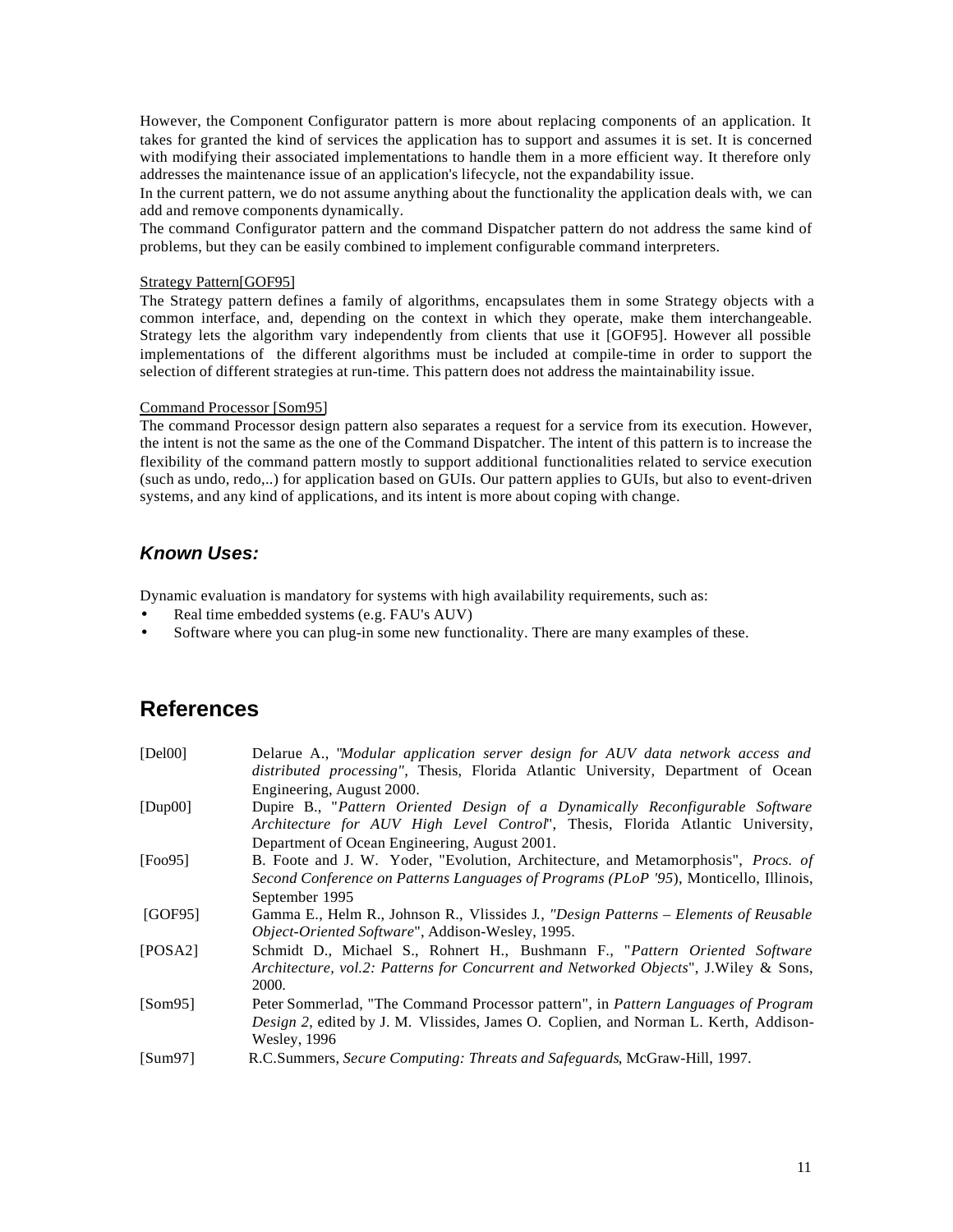However, the Component Configurator pattern is more about replacing components of an application. It takes for granted the kind of services the application has to support and assumes it is set. It is concerned with modifying their associated implementations to handle them in a more efficient way. It therefore only addresses the maintenance issue of an application's lifecycle, not the expandability issue.

In the current pattern, we do not assume anything about the functionality the application deals with, we can add and remove components dynamically.

The command Configurator pattern and the command Dispatcher pattern do not address the same kind of problems, but they can be easily combined to implement configurable command interpreters.

Strategy Pattern[GOF95]

The Strategy pattern defines a family of algorithms, encapsulates them in some Strategy objects with a common interface, and, depending on the context in which they operate, make them interchangeable. Strategy lets the algorithm vary independently from clients that use it [GOF95]. However all possible implementations of the different algorithms must be included at compile-time in order to support the selection of different strategies at run-time. This pattern does not address the maintainability issue.

Command Processor [Som95]

The command Processor design pattern also separates a request for a service from its execution. However, the intent is not the same as the one of the Command Dispatcher. The intent of this pattern is to increase the flexibility of the command pattern mostly to support additional functionalities related to service execution (such as undo, redo,..) for application based on GUIs. Our pattern applies to GUIs, but also to event-driven systems, and any kind of applications, and its intent is more about coping with change.

### *Known Uses:*

Dynamic evaluation is mandatory for systems with high availability requirements, such as:

- Real time embedded systems (e.g. FAU's AUV)
- Software where you can plug-in some new functionality. There are many examples of these.

## References

[Del00] Delarue A., "*Modular application server design for AUV data network access and distributed processing*", Thesis, Florida Atlantic University, Department of Ocean Engineering, August 2000.

[Dup00] Dupire B., "*Pattern Oriented Design of a Dynamically Reconfigurable Software Architecture for AUV High Level Control*", Thesis, Florida Atlantic University, Department of Ocean Engineering, August 2001.

[Foo95] B. Foote and J. W. Yoder, "Evolution, Architecture, and Metamorphosis", *Procs. of Second Conference on Patterns Languages of Programs (PLoP '95)*, Monticello, Illinois, September 1995

[GOF95] Gamma E., Helm R., Johnson R., Vlissides J., *"Design Patterns – Elements of Reusable Object-Oriented Software*", Addison-Wesley, 1995.

[POSA2] Schmidt D., Michael S., Rohnert H., Bushmann F., "*Pattern Oriented Software Architecture, vol.2: Patterns for Concurrent and Networked Objects*", J.Wiley & Sons, 2000.

[Som95] Peter Sommerlad, "The Command Processor pattern", in *Pattern Languages of Program Design 2*, edited by J. M. Vlissides, James O. Coplien, and Norman L. Kerth, Addison-Wesley, 1996

[Sum97] R.C.Summers, *Secure Computing: Threats and Safeguards*, McGraw-Hill, 1997.